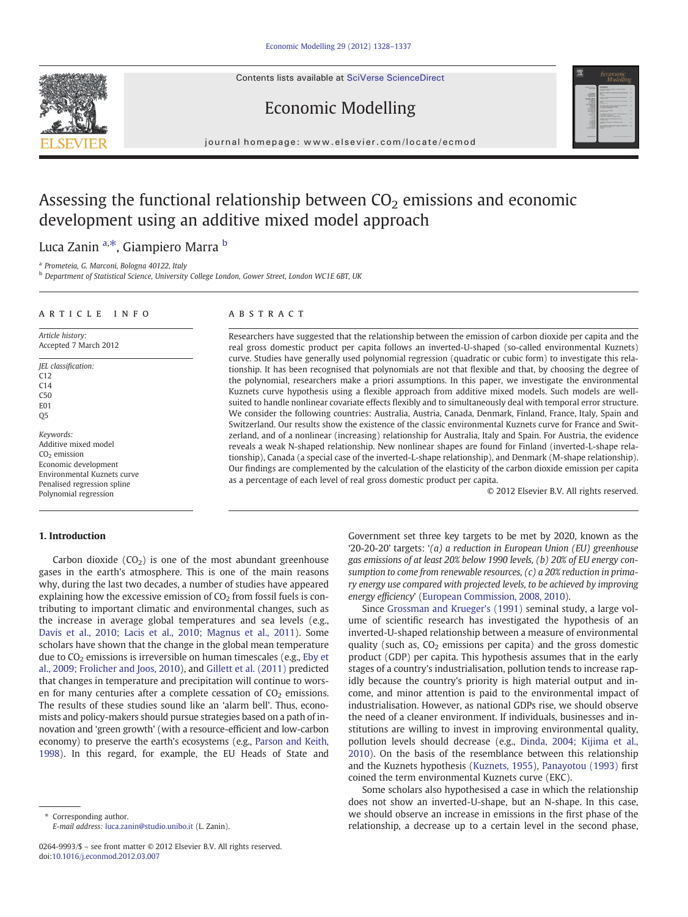# Assessing the functional relationship between $CO_2$ emissions and economic development using an additive mixed model approach

Luca Zanin [a,*], Giampiero Marra [b]

[a] Prometeia, G. Marconi, Bologna 40122, Italy

[b] Department of Statistical Science, University College London, Gower Street, London WC1E 6BT, UK

**ARTICLE INFO**

*Article history:*
Accepted 7 March 2012

*JEL classification:*
C12
C14
C50
E01
Q5

*Keywords:*
Additive mixed model
$CO_2$ emission
Economic development
Environmental Kuznets curve
Penalised regression spline
Polynomial regression

**ABSTRACT**

Researchers have suggested that the relationship between the emission of carbon dioxide per capita and the real gross domestic product per capita follows an inverted-U-shaped (so-called environmental Kuznets) curve. Studies have generally used polynomial regression (quadratic or cubic form) to investigate this relationship. It has been recognised that polynomials are not that flexible and that, by choosing the degree of the polynomial, researchers make a priori assumptions. In this paper, we investigate the environmental Kuznets curve hypothesis using a flexible approach from additive mixed models. Such models are well-suited to handle nonlinear covariate effects flexibly and to simultaneously deal with temporal error structure. We consider the following countries: Australia, Austria, Canada, Denmark, Finland, France, Italy, Spain and Switzerland. Our results show the existence of the classic environmental Kuznets curve for France and Switzerland, and of a nonlinear (increasing) relationship for Australia, Italy and Spain. For Austria, the evidence reveals a weak N-shaped relationship. New nonlinear shapes are found for Finland (inverted-L-shape relationship), Canada (a special case of the inverted-L-shape relationship), and Denmark (M-shape relationship). Our findings are complemented by the calculation of the elasticity of the carbon dioxide emission per capita as a percentage of each level of real gross domestic product per capita.

© 2012 Elsevier B.V. All rights reserved.

## 1. Introduction

Carbon dioxide ($CO_2$) is one of the most abundant greenhouse gases in the earth's atmosphere. This is one of the main reasons why, during the last two decades, a number of studies have appeared explaining how the excessive emission of $CO_2$ from fossil fuels is contributing to important climatic and environmental changes, such as the increase in average global temperatures and sea levels (e.g., Davis et al., 2010; Lacis et al., 2010; Magnus et al., 2011). Some scholars have shown that the change in the global mean temperature due to $CO_2$ emissions is irreversible on human timescales (e.g., Eby et al., 2009; Frolicher and Joos, 2010), and Gillett et al. (2011) predicted that changes in temperature and precipitation will continue to worsen for many centuries after a complete cessation of $CO_2$ emissions. The results of these studies sound like an 'alarm bell'. Thus, economists and policy-makers should pursue strategies based on a path of innovation and 'green growth' (with a resource-efficient and low-carbon economy) to preserve the earth's ecosystems (e.g., Parson and Keith, 1998). In this regard, for example, the EU Heads of State and Government set three key targets to be met by 2020, known as the '20-20-20' targets: '*(a) a reduction in European Union (EU) greenhouse gas emissions of at least 20% below 1990 levels, (b) 20% of EU energy consumption to come from renewable resources, (c) a 20% reduction in primary energy use compared with projected levels, to be achieved by improving energy efficiency*' (European Commission, 2008, 2010).

Since Grossman and Krueger's (1991) seminal study, a large volume of scientific research has investigated the hypothesis of an inverted-U-shaped relationship between a measure of environmental quality (such as, $CO_2$ emissions per capita) and the gross domestic product (GDP) per capita. This hypothesis assumes that in the early stages of a country's industrialisation, pollution tends to increase rapidly because the country's priority is high material output and income, and minor attention is paid to the environmental impact of industrialisation. However, as national GDPs rise, we should observe the need of a cleaner environment. If individuals, businesses and institutions are willing to invest in improving environmental quality, pollution levels should decrease (e.g., Dinda, 2004; Kijima et al., 2010). On the basis of the resemblance between this relationship and the Kuznets hypothesis (Kuznets, 1955), Panayotou (1993) first coined the term environmental Kuznets curve (EKC).

Some scholars also hypothesised a case in which the relationship does not show an inverted-U-shape, but an N-shape. In this case, we should observe an increase in emissions in the first phase of the relationship, a decrease up to a certain level in the second phase,

* Corresponding author.
E-mail address: luca.zanin@studio.unibo.it (L. Zanin).

0264-9993/$ – see front matter © 2012 Elsevier B.V. All rights reserved.
doi:10.1016/j.econmod.2012.03.007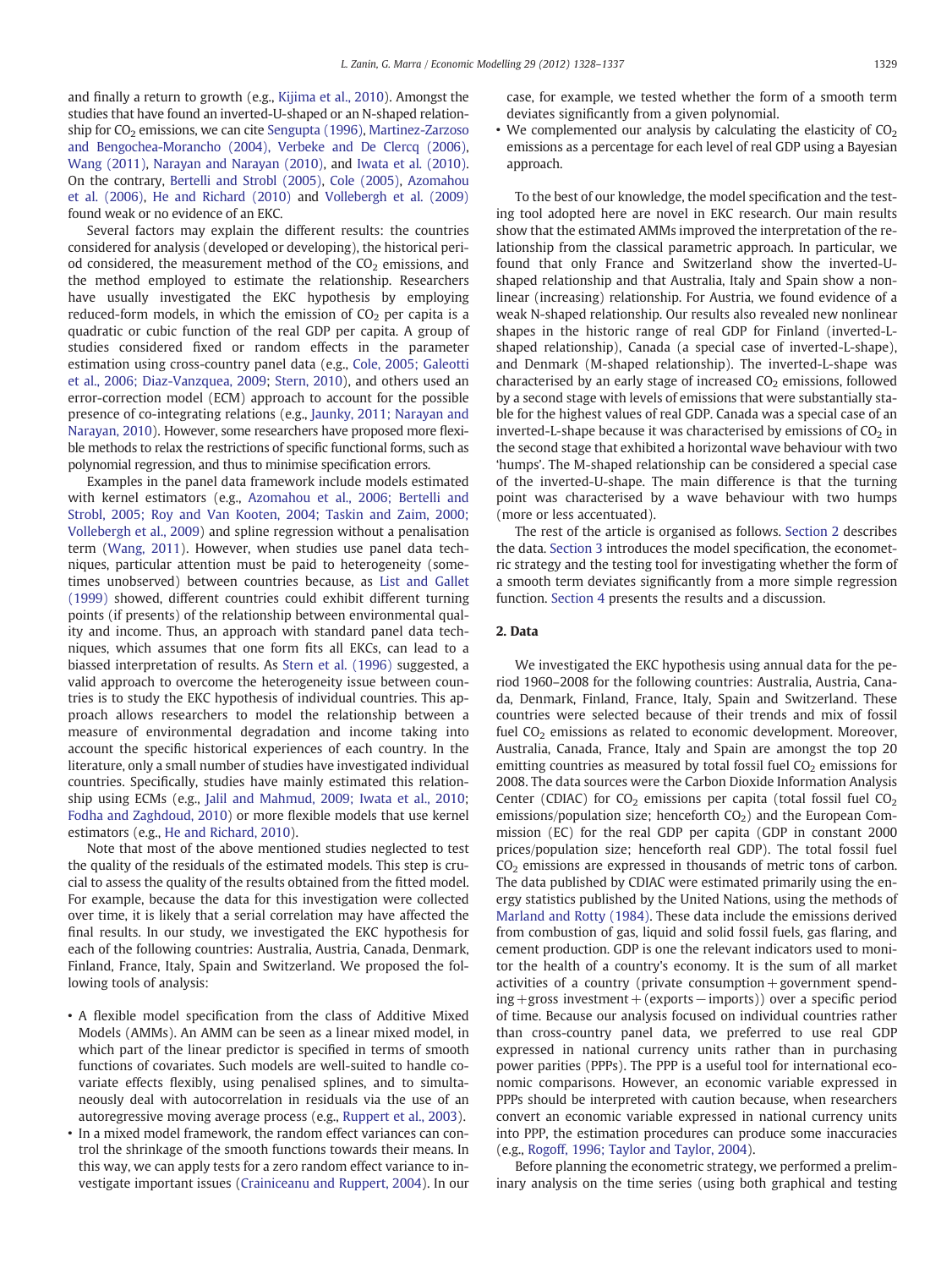and finally a return to growth (e.g., Kijima et al., 2010). Amongst the studies that have found an inverted-U-shaped or an N-shaped relationship for $CO_2$ emissions, we can cite Sengupta (1996), Martinez-Zarzoso and Bengochea-Morancho (2004), Verbeke and De Clercq (2006), Wang (2011), Narayan and Narayan (2010), and Iwata et al. (2010). On the contrary, Bertelli and Strobl (2005), Cole (2005), Azomahou et al. (2006), He and Richard (2010) and Vollebergh et al. (2009) found weak or no evidence of an EKC.

Several factors may explain the different results: the countries considered for analysis (developed or developing), the historical period considered, the measurement method of the $CO_2$ emissions, and the method employed to estimate the relationship. Researchers have usually investigated the EKC hypothesis by employing reduced-form models, in which the emission of $CO_2$ per capita is a quadratic or cubic function of the real GDP per capita. A group of studies considered fixed or random effects in the parameter estimation using cross-country panel data (e.g., Cole, 2005; Galeotti et al., 2006; Diaz-Vanzquesa, 2009; Stern, 2010), and others used an error-correction model (ECM) approach to account for the possible presence of co-integrating relations (e.g., Jaunky, 2011; Narayan and Narayan, 2010). However, some researchers have proposed more flexible methods to relax the restrictions of specific functional forms, such as polynomial regression, and thus to minimise specification errors.

Examples in the panel data framework include models estimated with kernel estimators (e.g., Azomahou et al., 2006; Bertelli and Strobl, 2005; Roy and Van Kooten, 2004; Taskin and Zaim, 2000; Vollebergh et al., 2009) and spline regression without a penalisation term (Wang, 2011). However, when studies use panel data techniques, particular attention must be paid to heterogeneity (sometimes unobserved) between countries because, as List and Gallet (1999) showed, different countries could exhibit different turning points (if presents) of the relationship between environmental quality and income. Thus, an approach with standard panel data techniques, which assumes that one form fits all EKCs, can lead to a biassed interpretation of results. As Stern et al. (1996) suggested, a valid approach to overcome the heterogeneity issue between countries is to study the EKC hypothesis of individual countries. This approach allows researchers to model the relationship between a measure of environmental degradation and income taking into account the specific historical experiences of each country. In the literature, only a small number of studies have investigated individual countries. Specifically, studies have mainly estimated this relationship using ECMs (e.g., Jalil and Mahmud, 2009; Iwata et al., 2010; Fodha and Zaghdoud, 2010) or more flexible models that use kernel estimators (e.g., He and Richard, 2010).

Note that most of the above mentioned studies neglected to test the quality of the residuals of the estimated models. This step is crucial to assess the quality of the results obtained from the fitted model. For example, because the data for this investigation were collected over time, it is likely that a serial correlation may have affected the final results. In our study, we investigated the EKC hypothesis for each of the following countries: Australia, Austria, Canada, Denmark, Finland, France, Italy, Spain and Switzerland. We proposed the following tools of analysis:

- A flexible model specification from the class of Additive Mixed Models (AMMs). An AMM can be seen as a linear mixed model, in which part of the linear predictor is specified in terms of smooth functions of covariates. Such models are well-suited to handle covariate effects flexibly, using penalised splines, and to simultaneously deal with autocorrelation in residuals via the use of an autoregressive moving average process (e.g., Ruppert et al., 2003).
- In a mixed model framework, the random effect variances can control the shrinkage of the smooth functions towards their means. In this way, we can apply tests for a zero random effect variance to investigate important issues (Crainiceanu and Ruppert, 2004). In our case, for example, we tested whether the form of a smooth term deviates significantly from a given polynomial.
- We complemented our analysis by calculating the elasticity of $CO_2$ emissions as a percentage for each level of real GDP using a Bayesian approach.

To the best of our knowledge, the model specification and the testing tool adopted here are novel in EKC research. Our main results show that the estimated AMMs improved the interpretation of the relationship from the classical parametric approach. In particular, we found that only France and Switzerland show the inverted-U-shaped relationship and that Australia, Italy and Spain show a nonlinear (increasing) relationship. For Austria, we found evidence of a weak N-shaped relationship. Our results also revealed new nonlinear shapes in the historic range of real GDP for Finland (inverted-L-shaped relationship), Canada (a special case of inverted-L-shape), and Denmark (M-shaped relationship). The inverted-L-shape was characterised by an early stage of increased $CO_2$ emissions, followed by a second stage with levels of emissions that were substantially stable for the highest values of real GDP. Canada was a special case of an inverted-L-shape because it was characterised by emissions of $CO_2$ in the second stage that exhibited a horizontal wave behaviour with two 'humps'. The M-shaped relationship can be considered a special case of the inverted-U-shape. The main difference is that the turning point was characterised by a wave behaviour with two humps (more or less accentuated).

The rest of the article is organised as follows. Section 2 describes the data. Section 3 introduces the model specification, the econometric strategy and the testing tool for investigating whether the form of a smooth term deviates significantly from a more simple regression function. Section 4 presents the results and a discussion.

## 2. Data

We investigated the EKC hypothesis using annual data for the period 1960–2008 for the following countries: Australia, Austria, Canada, Denmark, Finland, France, Italy, Spain and Switzerland. These countries were selected because of their trends and mix of fossil fuel $CO_2$ emissions as related to economic development. Moreover, Australia, Canada, France, Italy and Spain are amongst the top 20 emitting countries as measured by total fossil fuel $CO_2$ emissions for 2008. The data sources were the Carbon Dioxide Information Analysis Center (CDIAC) for $CO_2$ emissions per capita (total fossil fuel $CO_2$ emissions/population size; henceforth $CO_2$) and the European Commission (EC) for the real GDP per capita (GDP in constant 2000 prices/population size; henceforth real GDP). The total fossil fuel $CO_2$ emissions are expressed in thousands of metric tons of carbon. The data published by CDIAC were estimated primarily using the energy statistics published by the United Nations, using the methods of Marland and Rotty (1984). These data include the emissions derived from combustion of gas, liquid and solid fossil fuels, gas flaring, and cement production. GDP is one the relevant indicators used to monitor the health of a country's economy. It is the sum of all market activities of a country (private consumption + government spending + gross investment + (exports − imports)) over a specific period of time. Because our analysis focused on individual countries rather than cross-country panel data, we preferred to use real GDP expressed in national currency units rather than in purchasing power parities (PPPs). The PPP is a useful tool for international economic comparisons. However, an economic variable expressed in PPPs should be interpreted with caution because, when researchers convert an economic variable expressed in national currency units into PPP, the estimation procedures can produce some inaccuracies (e.g., Rogoff, 1996; Taylor and Taylor, 2004).

Before planning the econometric strategy, we performed a preliminary analysis on the time series (using both graphical and testing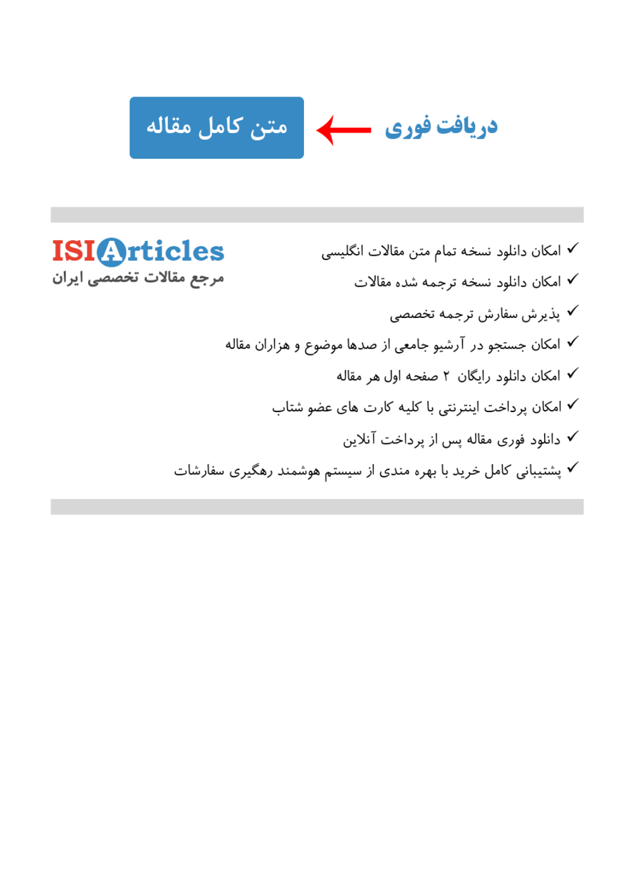دریافت فوری ← متن کامل مقاله

**ISIArticles**
مرجع مقالات تخصصی ایران

- ✓ امکان دانلود نسخه تمام متن مقالات انگلیسی
- ✓ امکان دانلود نسخه ترجمه شده مقالات
- ✓ پذیرش سفارش ترجمه تخصصی
- ✓ امکان جستجو در آرشیو جامعی از صدها موضوع و هزاران مقاله
- ✓ امکان دانلود رایگان ۲ صفحه اول هر مقاله
- ✓ امکان پرداخت اینترنتی با کلیه کارت های عضو شتاب
- ✓ دانلود فوری مقاله پس از پرداخت آنلاین
- ✓ پشتیبانی کامل خرید با بهره مندی از سیستم هوشمند رهگیری سفارشات